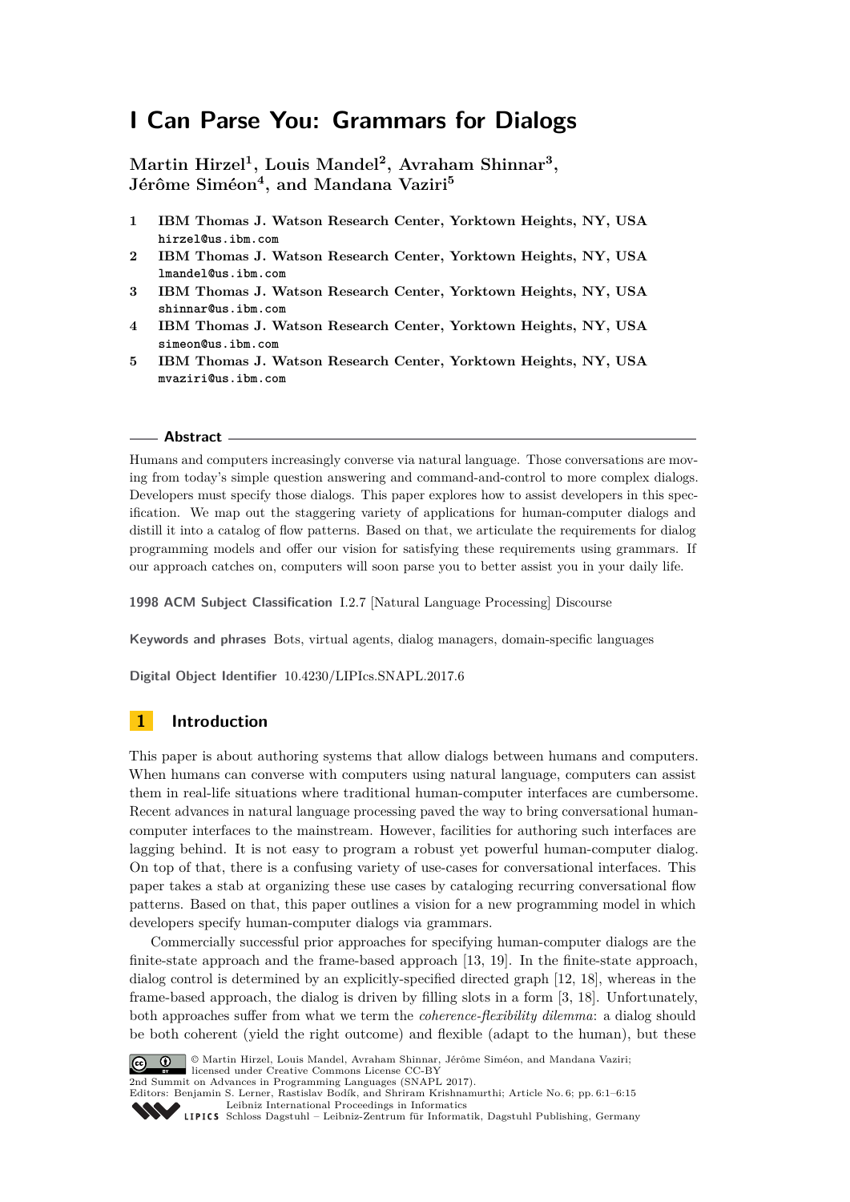# I Can Parse You: Grammars for Dialogs

**Martin Hirzel[1], Louis Mandel[2], Avraham Shinnar[3], Jérôme Siméon[4], and Mandana Vaziri[5]**

1. **IBM Thomas J. Watson Research Center, Yorktown Heights, NY, USA**
   hirzel@us.ibm.com
2. **IBM Thomas J. Watson Research Center, Yorktown Heights, NY, USA**
   lmandel@us.ibm.com
3. **IBM Thomas J. Watson Research Center, Yorktown Heights, NY, USA**
   shinnar@us.ibm.com
4. **IBM Thomas J. Watson Research Center, Yorktown Heights, NY, USA**
   simeon@us.ibm.com
5. **IBM Thomas J. Watson Research Center, Yorktown Heights, NY, USA**
   mvaziri@us.ibm.com

## Abstract

Humans and computers increasingly converse via natural language. Those conversations are moving from today's simple question answering and command-and-control to more complex dialogs. Developers must specify those dialogs. This paper explores how to assist developers in this specification. We map out the staggering variety of applications for human-computer dialogs and distill it into a catalog of flow patterns. Based on that, we articulate the requirements for dialog programming models and offer our vision for satisfying these requirements using grammars. If our approach catches on, computers will soon parse you to better assist you in your daily life.

**1998 ACM Subject Classification** I.2.7 [Natural Language Processing] Discourse

**Keywords and phrases** Bots, virtual agents, dialog managers, domain-specific languages

**Digital Object Identifier** 10.4230/LIPIcs.SNAPL.2017.6

## 1 Introduction

This paper is about authoring systems that allow dialogs between humans and computers. When humans can converse with computers using natural language, computers can assist them in real-life situations where traditional human-computer interfaces are cumbersome. Recent advances in natural language processing paved the way to bring conversational human-computer interfaces to the mainstream. However, facilities for authoring such interfaces are lagging behind. It is not easy to program a robust yet powerful human-computer dialog. On top of that, there is a confusing variety of use-cases for conversational interfaces. This paper takes a stab at organizing these use cases by cataloging recurring conversational flow patterns. Based on that, this paper outlines a vision for a new programming model in which developers specify human-computer dialogs via grammars.

Commercially successful prior approaches for specifying human-computer dialogs are the finite-state approach and the frame-based approach [13, 19]. In the finite-state approach, dialog control is determined by an explicitly-specified directed graph [12, 18], whereas in the frame-based approach, the dialog is driven by filling slots in a form [3, 18]. Unfortunately, both approaches suffer from what we term the *coherence-flexibility dilemma*: a dialog should be both coherent (yield the right outcome) and flexible (adapt to the human), but these

© Martin Hirzel, Louis Mandel, Avraham Shinnar, Jérôme Siméon, and Mandana Vaziri; licensed under Creative Commons License CC-BY
2nd Summit on Advances in Programming Languages (SNAPL 2017).
Editors: Benjamin S. Lerner, Rastislav Bodík, and Shriram Krishnamurthi; Article No. 6; pp. 6:1–6:15
Leibniz International Proceedings in Informatics
Schloss Dagstuhl – Leibniz-Zentrum für Informatik, Dagstuhl Publishing, Germany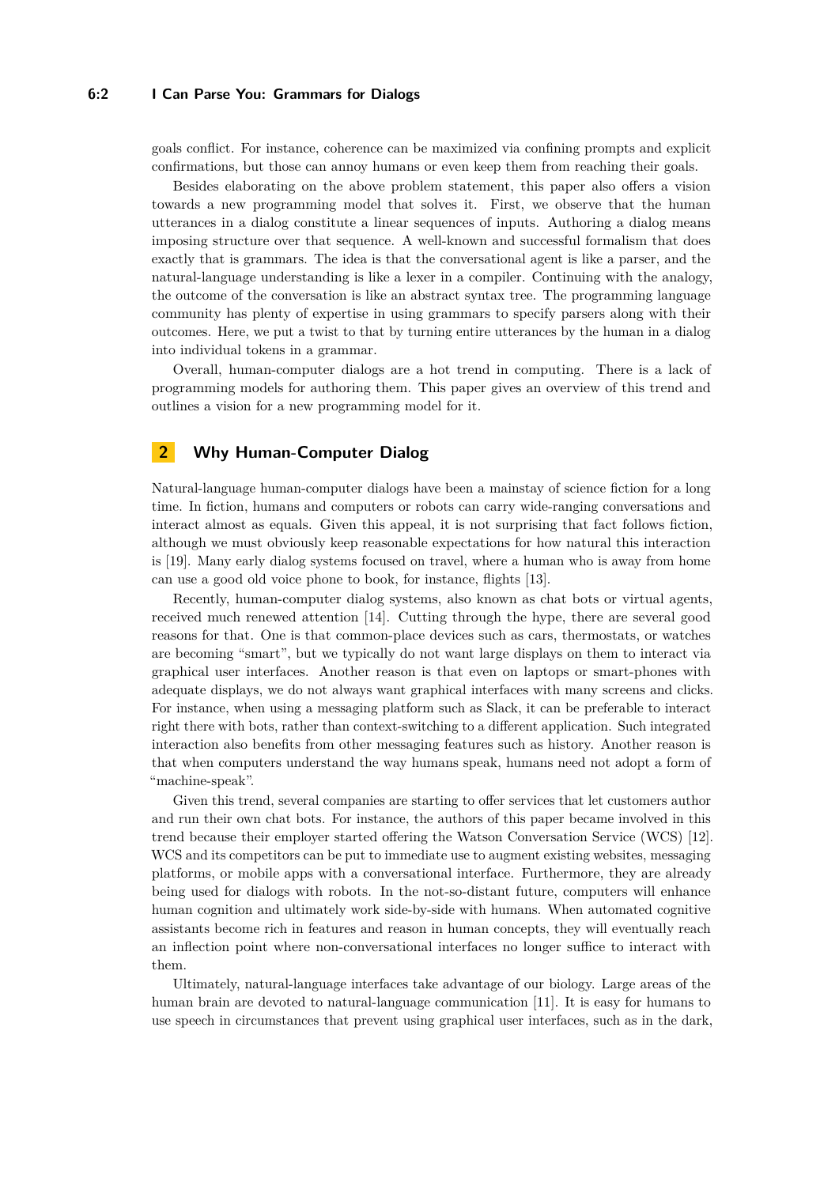goals conflict. For instance, coherence can be maximized via confining prompts and explicit confirmations, but those can annoy humans or even keep them from reaching their goals.

Besides elaborating on the above problem statement, this paper also offers a vision towards a new programming model that solves it. First, we observe that the human utterances in a dialog constitute a linear sequences of inputs. Authoring a dialog means imposing structure over that sequence. A well-known and successful formalism that does exactly that is grammars. The idea is that the conversational agent is like a parser, and the natural-language understanding is like a lexer in a compiler. Continuing with the analogy, the outcome of the conversation is like an abstract syntax tree. The programming language community has plenty of expertise in using grammars to specify parsers along with their outcomes. Here, we put a twist to that by turning entire utterances by the human in a dialog into individual tokens in a grammar.

Overall, human-computer dialogs are a hot trend in computing. There is a lack of programming models for authoring them. This paper gives an overview of this trend and outlines a vision for a new programming model for it.

## 2 Why Human-Computer Dialog

Natural-language human-computer dialogs have been a mainstay of science fiction for a long time. In fiction, humans and computers or robots can carry wide-ranging conversations and interact almost as equals. Given this appeal, it is not surprising that fact follows fiction, although we must obviously keep reasonable expectations for how natural this interaction is [19]. Many early dialog systems focused on travel, where a human who is away from home can use a good old voice phone to book, for instance, flights [13].

Recently, human-computer dialog systems, also known as chat bots or virtual agents, received much renewed attention [14]. Cutting through the hype, there are several good reasons for that. One is that common-place devices such as cars, thermostats, or watches are becoming "smart", but we typically do not want large displays on them to interact via graphical user interfaces. Another reason is that even on laptops or smart-phones with adequate displays, we do not always want graphical interfaces with many screens and clicks. For instance, when using a messaging platform such as Slack, it can be preferable to interact right there with bots, rather than context-switching to a different application. Such integrated interaction also benefits from other messaging features such as history. Another reason is that when computers understand the way humans speak, humans need not adopt a form of "machine-speak".

Given this trend, several companies are starting to offer services that let customers author and run their own chat bots. For instance, the authors of this paper became involved in this trend because their employer started offering the Watson Conversation Service (WCS) [12]. WCS and its competitors can be put to immediate use to augment existing websites, messaging platforms, or mobile apps with a conversational interface. Furthermore, they are already being used for dialogs with robots. In the not-so-distant future, computers will enhance human cognition and ultimately work side-by-side with humans. When automated cognitive assistants become rich in features and reason in human concepts, they will eventually reach an inflection point where non-conversational interfaces no longer suffice to interact with them.

Ultimately, natural-language interfaces take advantage of our biology. Large areas of the human brain are devoted to natural-language communication [11]. It is easy for humans to use speech in circumstances that prevent using graphical user interfaces, such as in the dark,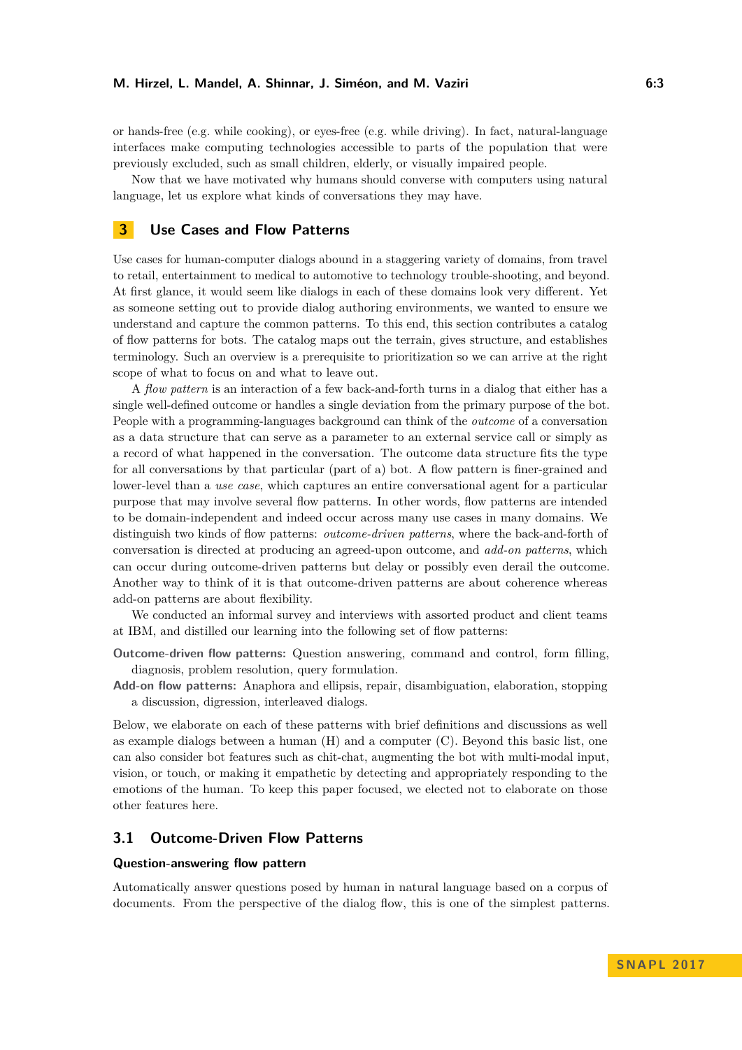or hands-free (e.g. while cooking), or eyes-free (e.g. while driving). In fact, natural-language interfaces make computing technologies accessible to parts of the population that were previously excluded, such as small children, elderly, or visually impaired people.

Now that we have motivated why humans should converse with computers using natural language, let us explore what kinds of conversations they may have.

## 3 Use Cases and Flow Patterns

Use cases for human-computer dialogs abound in a staggering variety of domains, from travel to retail, entertainment to medical to automotive to technology trouble-shooting, and beyond. At first glance, it would seem like dialogs in each of these domains look very different. Yet as someone setting out to provide dialog authoring environments, we wanted to ensure we understand and capture the common patterns. To this end, this section contributes a catalog of flow patterns for bots. The catalog maps out the terrain, gives structure, and establishes terminology. Such an overview is a prerequisite to prioritization so we can arrive at the right scope of what to focus on and what to leave out.

A *flow pattern* is an interaction of a few back-and-forth turns in a dialog that either has a single well-defined outcome or handles a single deviation from the primary purpose of the bot. People with a programming-languages background can think of the *outcome* of a conversation as a data structure that can serve as a parameter to an external service call or simply as a record of what happened in the conversation. The outcome data structure fits the type for all conversations by that particular (part of a) bot. A flow pattern is finer-grained and lower-level than a *use case*, which captures an entire conversational agent for a particular purpose that may involve several flow patterns. In other words, flow patterns are intended to be domain-independent and indeed occur across many use cases in many domains. We distinguish two kinds of flow patterns: *outcome-driven patterns*, where the back-and-forth of conversation is directed at producing an agreed-upon outcome, and *add-on patterns*, which can occur during outcome-driven patterns but delay or possibly even derail the outcome. Another way to think of it is that outcome-driven patterns are about coherence whereas add-on patterns are about flexibility.

We conducted an informal survey and interviews with assorted product and client teams at IBM, and distilled our learning into the following set of flow patterns:

**Outcome-driven flow patterns:** Question answering, command and control, form filling, diagnosis, problem resolution, query formulation.

**Add-on flow patterns:** Anaphora and ellipsis, repair, disambiguation, elaboration, stopping a discussion, digression, interleaved dialogs.

Below, we elaborate on each of these patterns with brief definitions and discussions as well as example dialogs between a human (H) and a computer (C). Beyond this basic list, one can also consider bot features such as chit-chat, augmenting the bot with multi-modal input, vision, or touch, or making it empathetic by detecting and appropriately responding to the emotions of the human. To keep this paper focused, we elected not to elaborate on those other features here.

### 3.1 Outcome-Driven Flow Patterns

#### Question-answering flow pattern

Automatically answer questions posed by human in natural language based on a corpus of documents. From the perspective of the dialog flow, this is one of the simplest patterns.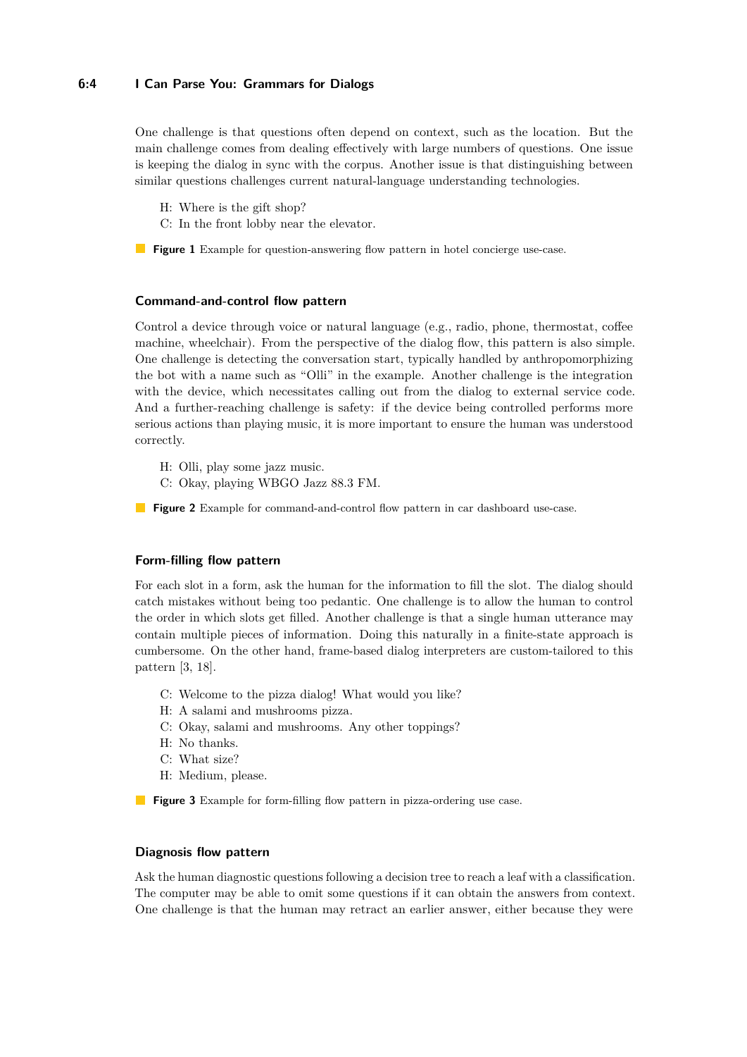One challenge is that questions often depend on context, such as the location. But the main challenge comes from dealing effectively with large numbers of questions. One issue is keeping the dialog in sync with the corpus. Another issue is that distinguishing between similar questions challenges current natural-language understanding technologies.

H: Where is the gift shop?
C: In the front lobby near the elevator.

**Figure 1** Example for question-answering flow pattern in hotel concierge use-case.

### Command-and-control flow pattern

Control a device through voice or natural language (e.g., radio, phone, thermostat, coffee machine, wheelchair). From the perspective of the dialog flow, this pattern is also simple. One challenge is detecting the conversation start, typically handled by anthropomorphizing the bot with a name such as “Olli” in the example. Another challenge is the integration with the device, which necessitates calling out from the dialog to external service code. And a further-reaching challenge is safety: if the device being controlled performs more serious actions than playing music, it is more important to ensure the human was understood correctly.

H: Olli, play some jazz music.
C: Okay, playing WBGO Jazz 88.3 FM.

**Figure 2** Example for command-and-control flow pattern in car dashboard use-case.

### Form-filling flow pattern

For each slot in a form, ask the human for the information to fill the slot. The dialog should catch mistakes without being too pedantic. One challenge is to allow the human to control the order in which slots get filled. Another challenge is that a single human utterance may contain multiple pieces of information. Doing this naturally in a finite-state approach is cumbersome. On the other hand, frame-based dialog interpreters are custom-tailored to this pattern [3, 18].

C: Welcome to the pizza dialog! What would you like?
H: A salami and mushrooms pizza.
C: Okay, salami and mushrooms. Any other toppings?
H: No thanks.
C: What size?
H: Medium, please.

**Figure 3** Example for form-filling flow pattern in pizza-ordering use case.

### Diagnosis flow pattern

Ask the human diagnostic questions following a decision tree to reach a leaf with a classification. The computer may be able to omit some questions if it can obtain the answers from context. One challenge is that the human may retract an earlier answer, either because they were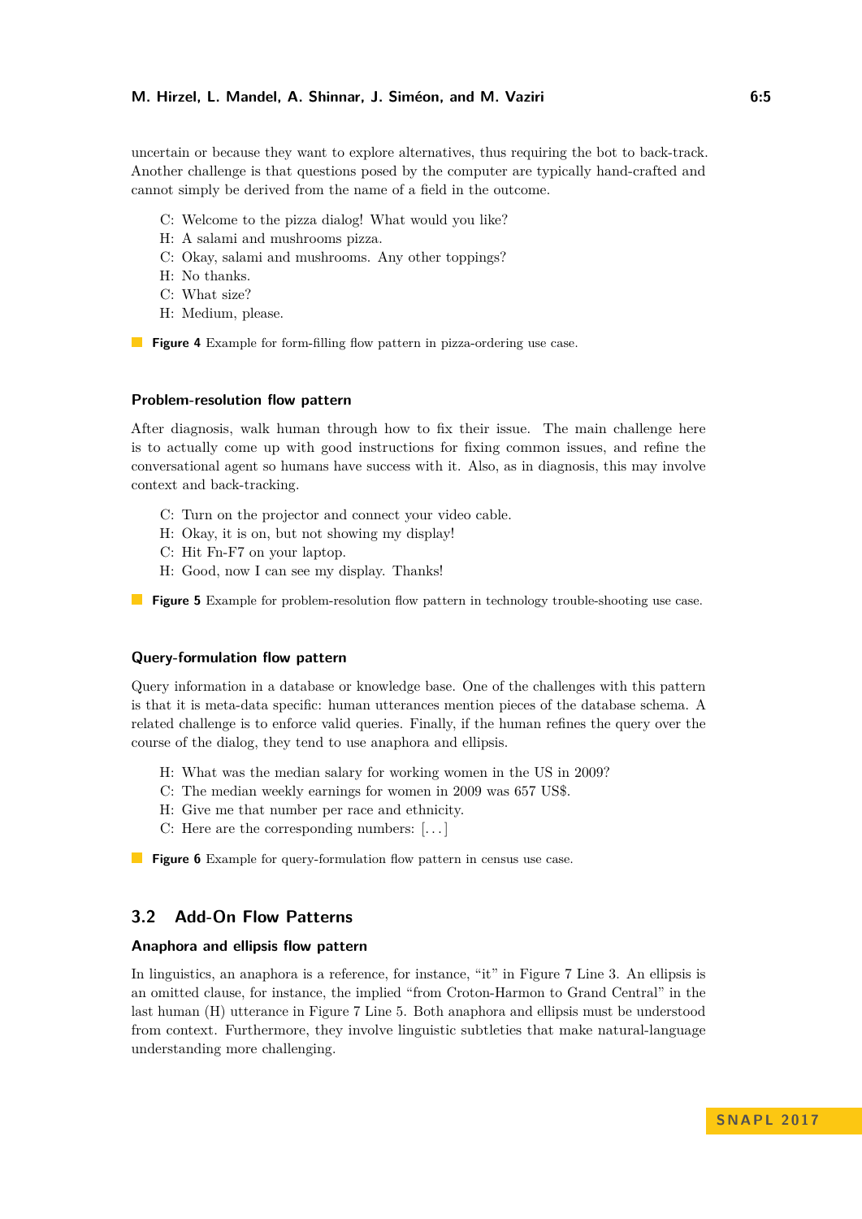uncertain or because they want to explore alternatives, thus requiring the bot to back-track. Another challenge is that questions posed by the computer are typically hand-crafted and cannot simply be derived from the name of a field in the outcome.

C: Welcome to the pizza dialog! What would you like?
H: A salami and mushrooms pizza.
C: Okay, salami and mushrooms. Any other toppings?
H: No thanks.
C: What size?
H: Medium, please.

**Figure 4** Example for form-filling flow pattern in pizza-ordering use case.

### Problem-resolution flow pattern

After diagnosis, walk human through how to fix their issue. The main challenge here is to actually come up with good instructions for fixing common issues, and refine the conversational agent so humans have success with it. Also, as in diagnosis, this may involve context and back-tracking.

C: Turn on the projector and connect your video cable.
H: Okay, it is on, but not showing my display!
C: Hit Fn-F7 on your laptop.
H: Good, now I can see my display. Thanks!

**Figure 5** Example for problem-resolution flow pattern in technology trouble-shooting use case.

### Query-formulation flow pattern

Query information in a database or knowledge base. One of the challenges with this pattern is that it is meta-data specific: human utterances mention pieces of the database schema. A related challenge is to enforce valid queries. Finally, if the human refines the query over the course of the dialog, they tend to use anaphora and ellipsis.

H: What was the median salary for working women in the US in 2009?
C: The median weekly earnings for women in 2009 was 657 US$.
H: Give me that number per race and ethnicity.
C: Here are the corresponding numbers: [...]

**Figure 6** Example for query-formulation flow pattern in census use case.

## 3.2 Add-On Flow Patterns

### Anaphora and ellipsis flow pattern

In linguistics, an anaphora is a reference, for instance, "it" in Figure 7 Line 3. An ellipsis is an omitted clause, for instance, the implied "from Croton-Harmon to Grand Central" in the last human (H) utterance in Figure 7 Line 5. Both anaphora and ellipsis must be understood from context. Furthermore, they involve linguistic subtleties that make natural-language understanding more challenging.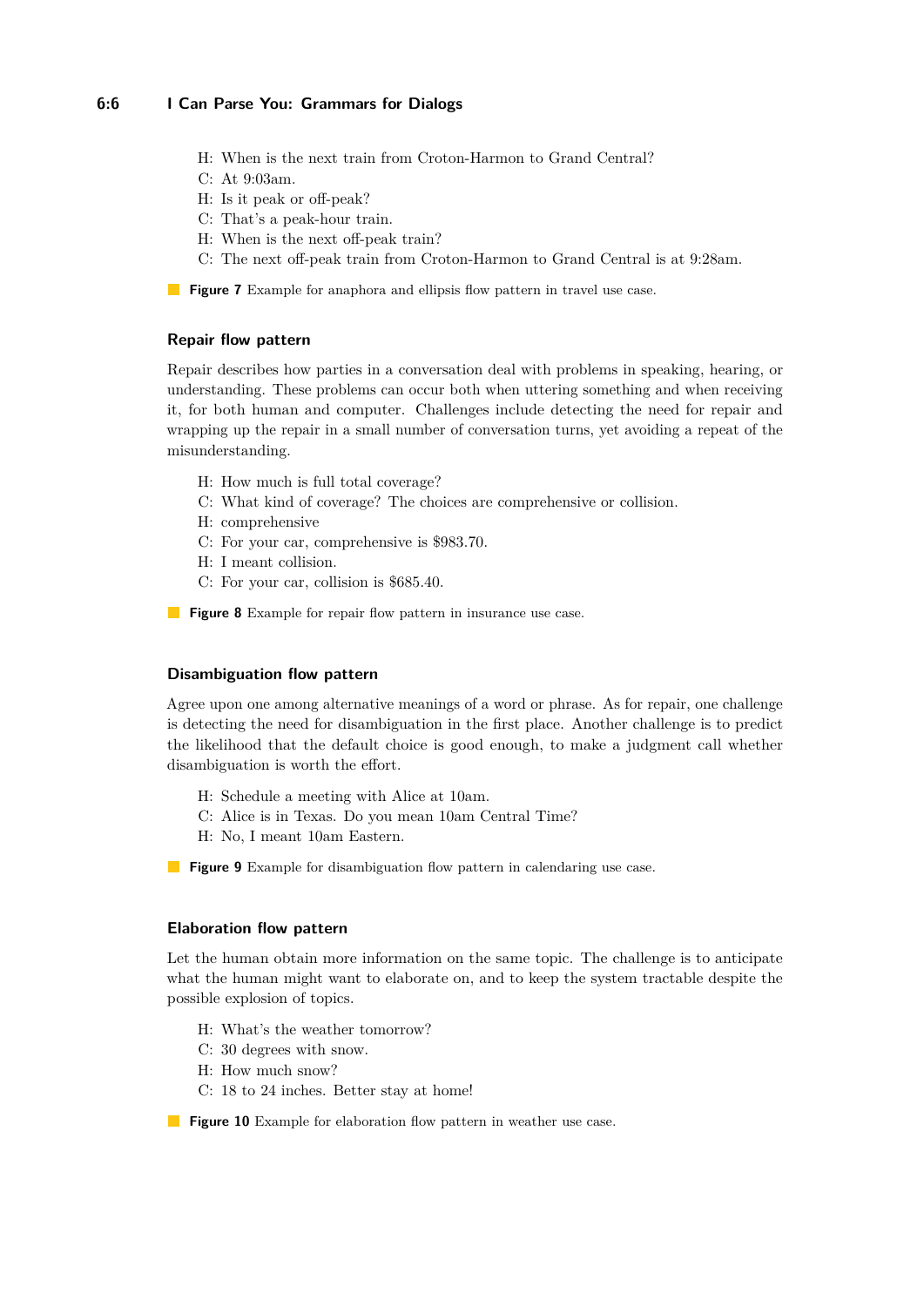H: When is the next train from Croton-Harmon to Grand Central?
C: At 9:03am.
H: Is it peak or off-peak?
C: That's a peak-hour train.
H: When is the next off-peak train?
C: The next off-peak train from Croton-Harmon to Grand Central is at 9:28am.

**Figure 7** Example for anaphora and ellipsis flow pattern in travel use case.

### Repair flow pattern

Repair describes how parties in a conversation deal with problems in speaking, hearing, or understanding. These problems can occur both when uttering something and when receiving it, for both human and computer. Challenges include detecting the need for repair and wrapping up the repair in a small number of conversation turns, yet avoiding a repeat of the misunderstanding.

H: How much is full total coverage?
C: What kind of coverage? The choices are comprehensive or collision.
H: comprehensive
C: For your car, comprehensive is $983.70.
H: I meant collision.
C: For your car, collision is $685.40.

**Figure 8** Example for repair flow pattern in insurance use case.

### Disambiguation flow pattern

Agree upon one among alternative meanings of a word or phrase. As for repair, one challenge is detecting the need for disambiguation in the first place. Another challenge is to predict the likelihood that the default choice is good enough, to make a judgment call whether disambiguation is worth the effort.

H: Schedule a meeting with Alice at 10am.
C: Alice is in Texas. Do you mean 10am Central Time?
H: No, I meant 10am Eastern.

**Figure 9** Example for disambiguation flow pattern in calendaring use case.

### Elaboration flow pattern

Let the human obtain more information on the same topic. The challenge is to anticipate what the human might want to elaborate on, and to keep the system tractable despite the possible explosion of topics.

H: What's the weather tomorrow?
C: 30 degrees with snow.
H: How much snow?
C: 18 to 24 inches. Better stay at home!

**Figure 10** Example for elaboration flow pattern in weather use case.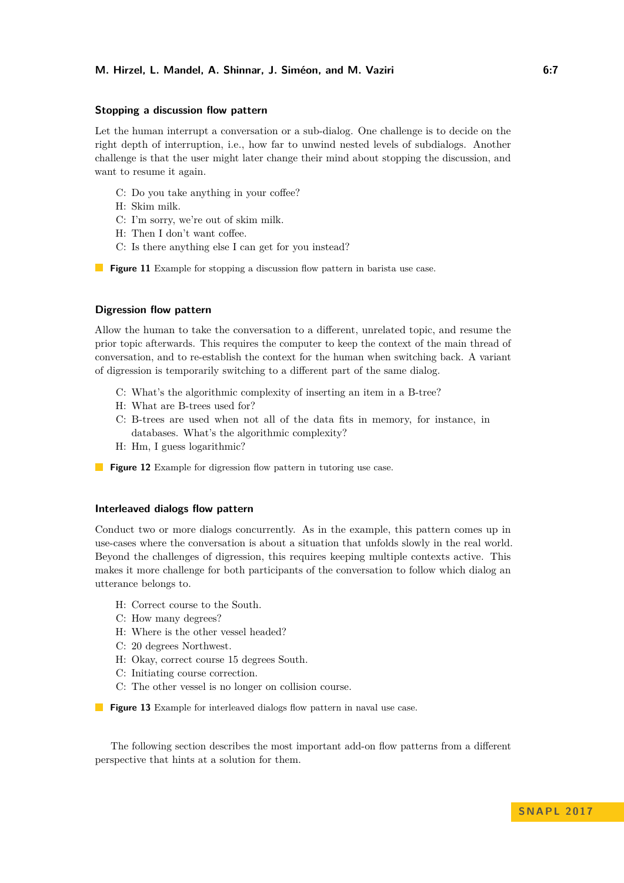### Stopping a discussion flow pattern

Let the human interrupt a conversation or a sub-dialog. One challenge is to decide on the right depth of interruption, i.e., how far to unwind nested levels of subdialogs. Another challenge is that the user might later change their mind about stopping the discussion, and want to resume it again.

C: Do you take anything in your coffee?
H: Skim milk.
C: I'm sorry, we're out of skim milk.
H: Then I don't want coffee.
C: Is there anything else I can get for you instead?

**Figure 11** Example for stopping a discussion flow pattern in barista use case.

### Digression flow pattern

Allow the human to take the conversation to a different, unrelated topic, and resume the prior topic afterwards. This requires the computer to keep the context of the main thread of conversation, and to re-establish the context for the human when switching back. A variant of digression is temporarily switching to a different part of the same dialog.

C: What's the algorithmic complexity of inserting an item in a B-tree?
H: What are B-trees used for?
C: B-trees are used when not all of the data fits in memory, for instance, in databases. What's the algorithmic complexity?
H: Hm, I guess logarithmic?

**Figure 12** Example for digression flow pattern in tutoring use case.

### Interleaved dialogs flow pattern

Conduct two or more dialogs concurrently. As in the example, this pattern comes up in use-cases where the conversation is about a situation that unfolds slowly in the real world. Beyond the challenges of digression, this requires keeping multiple contexts active. This makes it more challenge for both participants of the conversation to follow which dialog an utterance belongs to.

H: Correct course to the South.
C: How many degrees?
H: Where is the other vessel headed?
C: 20 degrees Northwest.
H: Okay, correct course 15 degrees South.
C: Initiating course correction.
C: The other vessel is no longer on collision course.

**Figure 13** Example for interleaved dialogs flow pattern in naval use case.

The following section describes the most important add-on flow patterns from a different perspective that hints at a solution for them.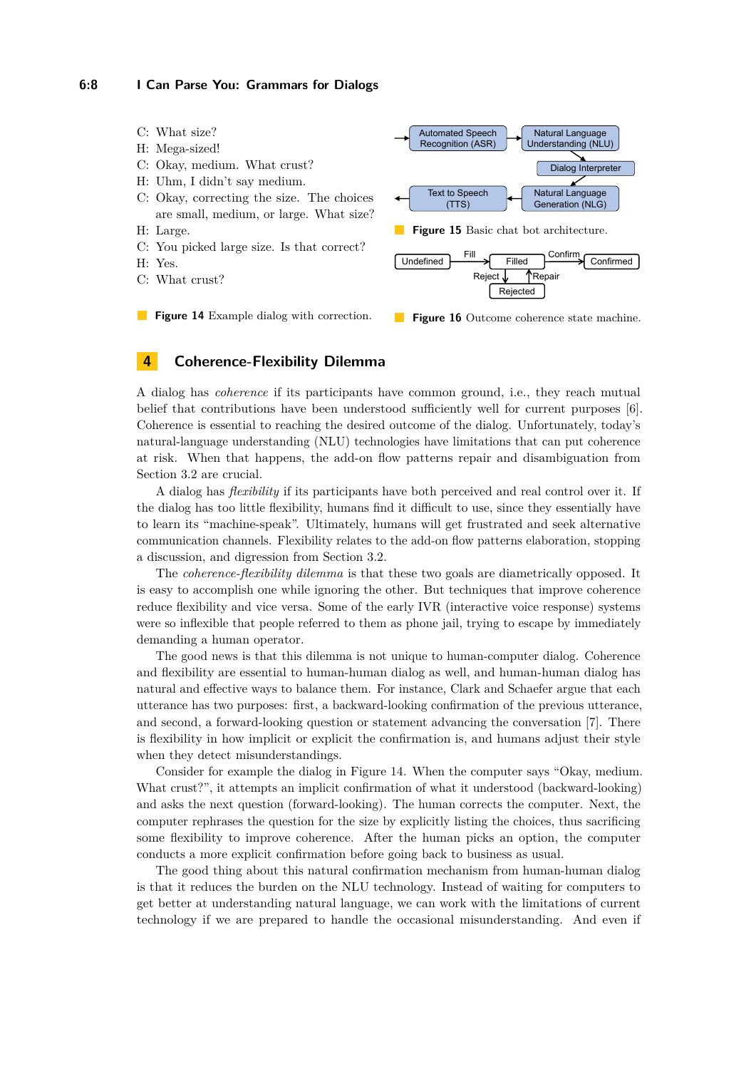C: What size?
H: Mega-sized!
C: Okay, medium. What crust?
H: Uhm, I didn't say medium.
C: Okay, correcting the size. The choices are small, medium, or large. What size?
H: Large.
C: You picked large size. Is that correct?
H: Yes.
C: What crust?

**Figure 14** Example dialog with correction.

Automated Speech Recognition (ASR)
Natural Language Understanding (NLU)
Dialog Interpreter
Natural Language Generation (NLG)
Text to Speech (TTS)

**Figure 15** Basic chat bot architecture.

Undefined
Fill
Filled
Confirm
Confirmed
Reject
Repair
Rejected

**Figure 16** Outcome coherence state machine.

## 4 Coherence-Flexibility Dilemma

A dialog has *coherence* if its participants have common ground, i.e., they reach mutual belief that contributions have been understood sufficiently well for current purposes [6]. Coherence is essential to reaching the desired outcome of the dialog. Unfortunately, today's natural-language understanding (NLU) technologies have limitations that can put coherence at risk. When that happens, the add-on flow patterns repair and disambiguation from Section 3.2 are crucial.

A dialog has *flexibility* if its participants have both perceived and real control over it. If the dialog has too little flexibility, humans find it difficult to use, since they essentially have to learn its "machine-speak". Ultimately, humans will get frustrated and seek alternative communication channels. Flexibility relates to the add-on flow patterns elaboration, stopping a discussion, and digression from Section 3.2.

The *coherence-flexibility dilemma* is that these two goals are diametrically opposed. It is easy to accomplish one while ignoring the other. But techniques that improve coherence reduce flexibility and vice versa. Some of the early IVR (interactive voice response) systems were so inflexible that people referred to them as phone jail, trying to escape by immediately demanding a human operator.

The good news is that this dilemma is not unique to human-computer dialog. Coherence and flexibility are essential to human-human dialog as well, and human-human dialog has natural and effective ways to balance them. For instance, Clark and Schaefer argue that each utterance has two purposes: first, a backward-looking confirmation of the previous utterance, and second, a forward-looking question or statement advancing the conversation [7]. There is flexibility in how implicit or explicit the confirmation is, and humans adjust their style when they detect misunderstandings.

Consider for example the dialog in Figure 14. When the computer says "Okay, medium. What crust?", it attempts an implicit confirmation of what it understood (backward-looking) and asks the next question (forward-looking). The human corrects the computer. Next, the computer rephrases the question for the size by explicitly listing the choices, thus sacrificing some flexibility to improve coherence. After the human picks an option, the computer conducts a more explicit confirmation before going back to business as usual.

The good thing about this natural confirmation mechanism from human-human dialog is that it reduces the burden on the NLU technology. Instead of waiting for computers to get better at understanding natural language, we can work with the limitations of current technology if we are prepared to handle the occasional misunderstanding. And even if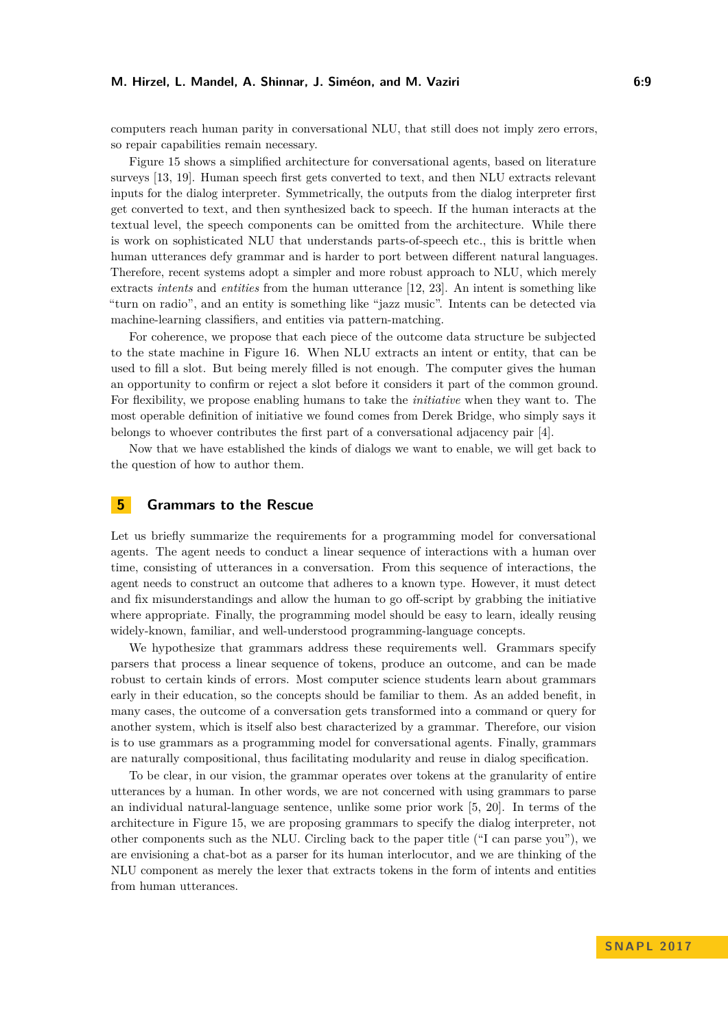computers reach human parity in conversational NLU, that still does not imply zero errors, so repair capabilities remain necessary.

Figure 15 shows a simplified architecture for conversational agents, based on literature surveys [13, 19]. Human speech first gets converted to text, and then NLU extracts relevant inputs for the dialog interpreter. Symmetrically, the outputs from the dialog interpreter first get converted to text, and then synthesized back to speech. If the human interacts at the textual level, the speech components can be omitted from the architecture. While there is work on sophisticated NLU that understands parts-of-speech etc., this is brittle when human utterances defy grammar and is harder to port between different natural languages. Therefore, recent systems adopt a simpler and more robust approach to NLU, which merely extracts *intents* and *entities* from the human utterance [12, 23]. An intent is something like "turn on radio", and an entity is something like "jazz music". Intents can be detected via machine-learning classifiers, and entities via pattern-matching.

For coherence, we propose that each piece of the outcome data structure be subjected to the state machine in Figure 16. When NLU extracts an intent or entity, that can be used to fill a slot. But being merely filled is not enough. The computer gives the human an opportunity to confirm or reject a slot before it considers it part of the common ground. For flexibility, we propose enabling humans to take the *initiative* when they want to. The most operable definition of initiative we found comes from Derek Bridge, who simply says it belongs to whoever contributes the first part of a conversational adjacency pair [4].

Now that we have established the kinds of dialogs we want to enable, we will get back to the question of how to author them.

## 5 Grammars to the Rescue

Let us briefly summarize the requirements for a programming model for conversational agents. The agent needs to conduct a linear sequence of interactions with a human over time, consisting of utterances in a conversation. From this sequence of interactions, the agent needs to construct an outcome that adheres to a known type. However, it must detect and fix misunderstandings and allow the human to go off-script by grabbing the initiative where appropriate. Finally, the programming model should be easy to learn, ideally reusing widely-known, familiar, and well-understood programming-language concepts.

We hypothesize that grammars address these requirements well. Grammars specify parsers that process a linear sequence of tokens, produce an outcome, and can be made robust to certain kinds of errors. Most computer science students learn about grammars early in their education, so the concepts should be familiar to them. As an added benefit, in many cases, the outcome of a conversation gets transformed into a command or query for another system, which is itself also best characterized by a grammar. Therefore, our vision is to use grammars as a programming model for conversational agents. Finally, grammars are naturally compositional, thus facilitating modularity and reuse in dialog specification.

To be clear, in our vision, the grammar operates over tokens at the granularity of entire utterances by a human. In other words, we are not concerned with using grammars to parse an individual natural-language sentence, unlike some prior work [5, 20]. In terms of the architecture in Figure 15, we are proposing grammars to specify the dialog interpreter, not other components such as the NLU. Circling back to the paper title ("I can parse you"), we are envisioning a chat-bot as a parser for its human interlocutor, and we are thinking of the NLU component as merely the lexer that extracts tokens in the form of intents and entities from human utterances.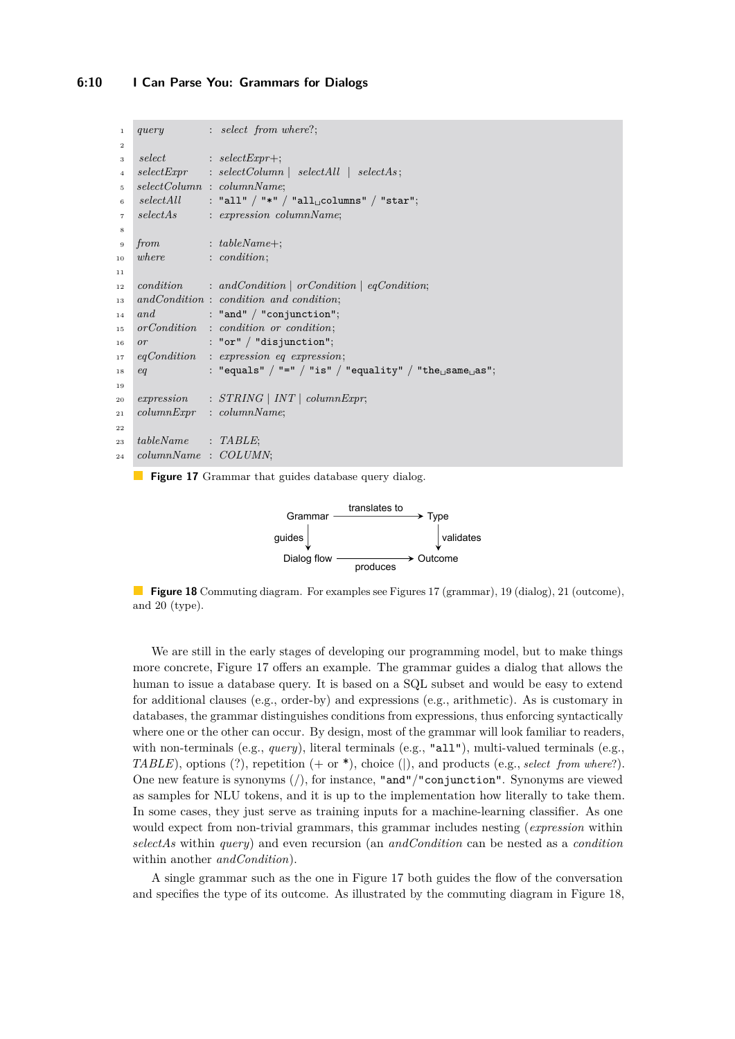```
 1  query        : select from where?;
 2
 3  select       : selectExpr+;
 4  selectExpr   : selectColumn | selectAll | selectAs;
 5  selectColumn : columnName;
 6  selectAll    : "all" / "*" / "all columns" / "star";
 7  selectAs     : expression columnName;
 8
 9  from         : tableName+;
10  where        : condition;
11
12  condition    : andCondition | orCondition | eqCondition;
13  andCondition : condition and condition;
14  and          : "and" / "conjunction";
15  orCondition  : condition or condition;
16  or           : "or" / "disjunction";
17  eqCondition  : expression eq expression;
18  eq           : "equals" / "=" / "is" / "equality" / "the same as";
19
20  expression   : STRING | INT | columnExpr;
21  columnExpr   : columnName;
22
23  tableName    : TABLE;
24  columnName   : COLUMN;
```

**Figure 17** Grammar that guides database query dialog.

Grammar
translates to
Type
guides
validates
Dialog flow
produces
Outcome

**Figure 18** Commuting diagram. For examples see Figures 17 (grammar), 19 (dialog), 21 (outcome), and 20 (type).

We are still in the early stages of developing our programming model, but to make things more concrete, Figure 17 offers an example. The grammar guides a dialog that allows the human to issue a database query. It is based on a SQL subset and would be easy to extend for additional clauses (e.g., order-by) and expressions (e.g., arithmetic). As is customary in databases, the grammar distinguishes conditions from expressions, thus enforcing syntactically where one or the other can occur. By design, most of the grammar will look familiar to readers, with non-terminals (e.g., *query*), literal terminals (e.g., "all"), multi-valued terminals (e.g., *TABLE*), options (?), repetition (+ or *), choice (|), and products (e.g., *select from where?*). One new feature is synonyms (/), for instance, "and"/"conjunction". Synonyms are viewed as samples for NLU tokens, and it is up to the implementation how literally to take them. In some cases, they just serve as training inputs for a machine-learning classifier. As one would expect from non-trivial grammars, this grammar includes nesting (*expression* within *selectAs* within *query*) and even recursion (an *andCondition* can be nested as a *condition* within another *andCondition*).

A single grammar such as the one in Figure 17 both guides the flow of the conversation and specifies the type of its outcome. As illustrated by the commuting diagram in Figure 18,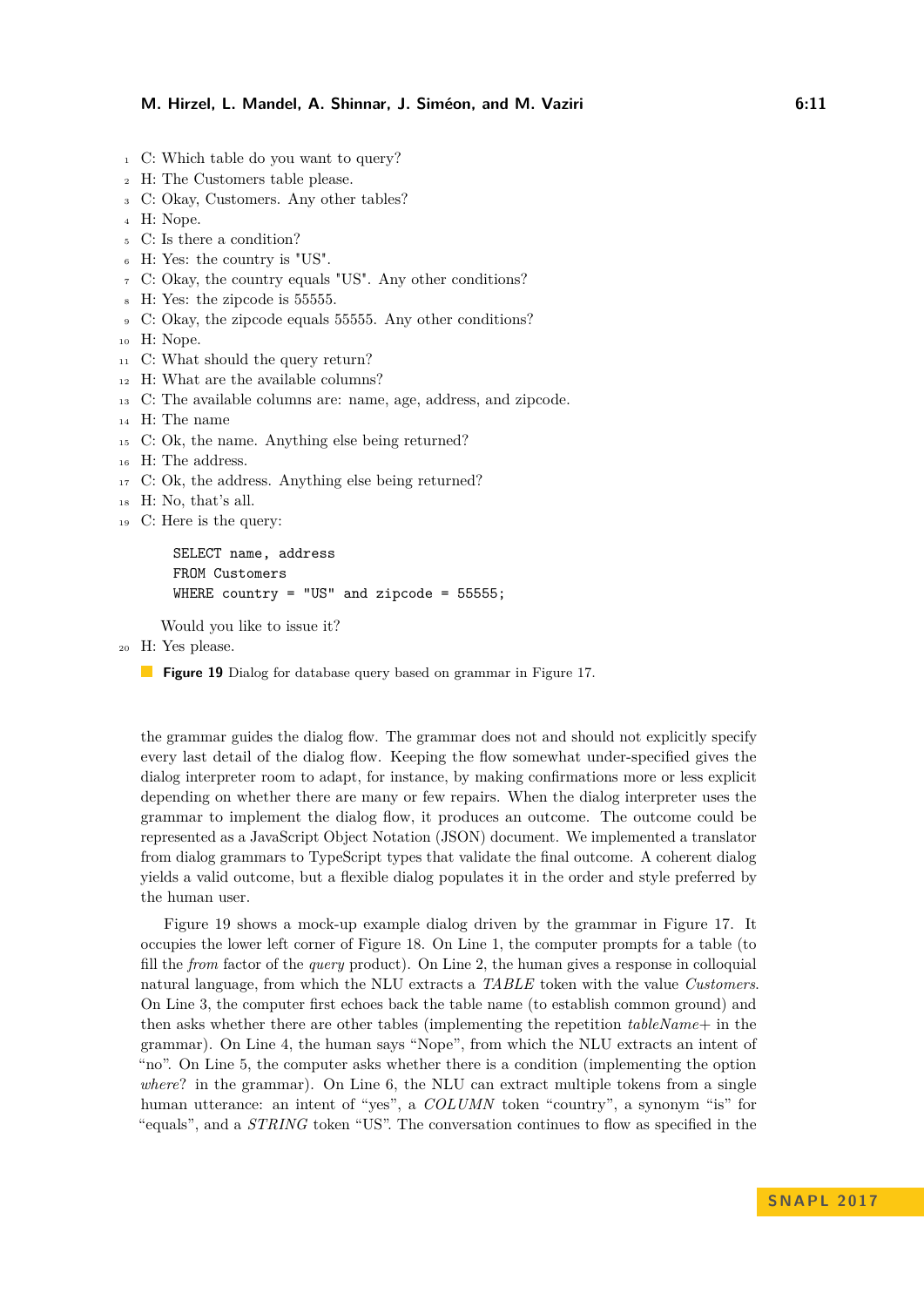1 C: Which table do you want to query?
2 H: The Customers table please.
3 C: Okay, Customers. Any other tables?
4 H: Nope.
5 C: Is there a condition?
6 H: Yes: the country is "US".
7 C: Okay, the country equals "US". Any other conditions?
8 H: Yes: the zipcode is 55555.
9 C: Okay, the zipcode equals 55555. Any other conditions?
10 H: Nope.
11 C: What should the query return?
12 H: What are the available columns?
13 C: The available columns are: name, age, address, and zipcode.
14 H: The name
15 C: Ok, the name. Anything else being returned?
16 H: The address.
17 C: Ok, the address. Anything else being returned?
18 H: No, that's all.
19 C: Here is the query:

```
SELECT name, address
FROM Customers
WHERE country = "US" and zipcode = 55555;
```

Would you like to issue it?
20 H: Yes please.

**Figure 19** Dialog for database query based on grammar in Figure 17.

the grammar guides the dialog flow. The grammar does not and should not explicitly specify every last detail of the dialog flow. Keeping the flow somewhat under-specified gives the dialog interpreter room to adapt, for instance, by making confirmations more or less explicit depending on whether there are many or few repairs. When the dialog interpreter uses the grammar to implement the dialog flow, it produces an outcome. The outcome could be represented as a JavaScript Object Notation (JSON) document. We implemented a translator from dialog grammars to TypeScript types that validate the final outcome. A coherent dialog yields a valid outcome, but a flexible dialog populates it in the order and style preferred by the human user.

Figure 19 shows a mock-up example dialog driven by the grammar in Figure 17. It occupies the lower left corner of Figure 18. On Line 1, the computer prompts for a table (to fill the *from* factor of the *query* product). On Line 2, the human gives a response in colloquial natural language, from which the NLU extracts a *TABLE* token with the value *Customers*. On Line 3, the computer first echoes back the table name (to establish common ground) and then asks whether there are other tables (implementing the repetition *tableName+* in the grammar). On Line 4, the human says "Nope", from which the NLU extracts an intent of "no". On Line 5, the computer asks whether there is a condition (implementing the option *where?* in the grammar). On Line 6, the NLU can extract multiple tokens from a single human utterance: an intent of "yes", a *COLUMN* token "country", a synonym "is" for "equals", and a *STRING* token "US". The conversation continues to flow as specified in the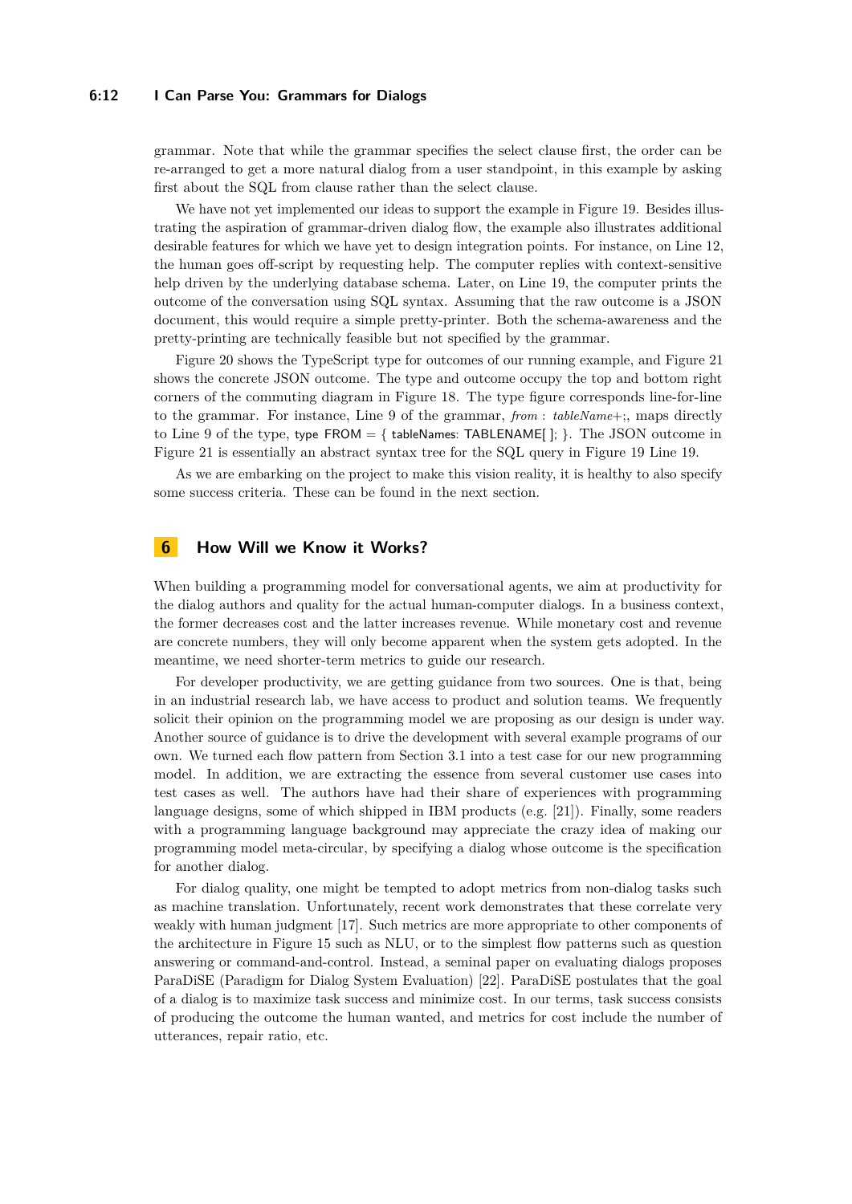grammar. Note that while the grammar specifies the select clause first, the order can be re-arranged to get a more natural dialog from a user standpoint, in this example by asking first about the SQL from clause rather than the select clause.

We have not yet implemented our ideas to support the example in Figure 19. Besides illustrating the aspiration of grammar-driven dialog flow, the example also illustrates additional desirable features for which we have yet to design integration points. For instance, on Line 12, the human goes off-script by requesting help. The computer replies with context-sensitive help driven by the underlying database schema. Later, on Line 19, the computer prints the outcome of the conversation using SQL syntax. Assuming that the raw outcome is a JSON document, this would require a simple pretty-printer. Both the schema-awareness and the pretty-printing are technically feasible but not specified by the grammar.

Figure 20 shows the TypeScript type for outcomes of our running example, and Figure 21 shows the concrete JSON outcome. The type and outcome occupy the top and bottom right corners of the commuting diagram in Figure 18. The type figure corresponds line-for-line to the grammar. For instance, Line 9 of the grammar, *from* : *tableName*+;, maps directly to Line 9 of the type, `type FROM = { tableNames: TABLENAME[ ]; }`. The JSON outcome in Figure 21 is essentially an abstract syntax tree for the SQL query in Figure 19 Line 19.

As we are embarking on the project to make this vision reality, it is healthy to also specify some success criteria. These can be found in the next section.

## 6 How Will we Know it Works?

When building a programming model for conversational agents, we aim at productivity for the dialog authors and quality for the actual human-computer dialogs. In a business context, the former decreases cost and the latter increases revenue. While monetary cost and revenue are concrete numbers, they will only become apparent when the system gets adopted. In the meantime, we need shorter-term metrics to guide our research.

For developer productivity, we are getting guidance from two sources. One is that, being in an industrial research lab, we have access to product and solution teams. We frequently solicit their opinion on the programming model we are proposing as our design is under way. Another source of guidance is to drive the development with several example programs of our own. We turned each flow pattern from Section 3.1 into a test case for our new programming model. In addition, we are extracting the essence from several customer use cases into test cases as well. The authors have had their share of experiences with programming language designs, some of which shipped in IBM products (e.g. [21]). Finally, some readers with a programming language background may appreciate the crazy idea of making our programming model meta-circular, by specifying a dialog whose outcome is the specification for another dialog.

For dialog quality, one might be tempted to adopt metrics from non-dialog tasks such as machine translation. Unfortunately, recent work demonstrates that these correlate very weakly with human judgment [17]. Such metrics are more appropriate to other components of the architecture in Figure 15 such as NLU, or to the simplest flow patterns such as question answering or command-and-control. Instead, a seminal paper on evaluating dialogs proposes ParaDiSE (Paradigm for Dialog System Evaluation) [22]. ParaDiSE postulates that the goal of a dialog is to maximize task success and minimize cost. In our terms, task success consists of producing the outcome the human wanted, and metrics for cost include the number of utterances, repair ratio, etc.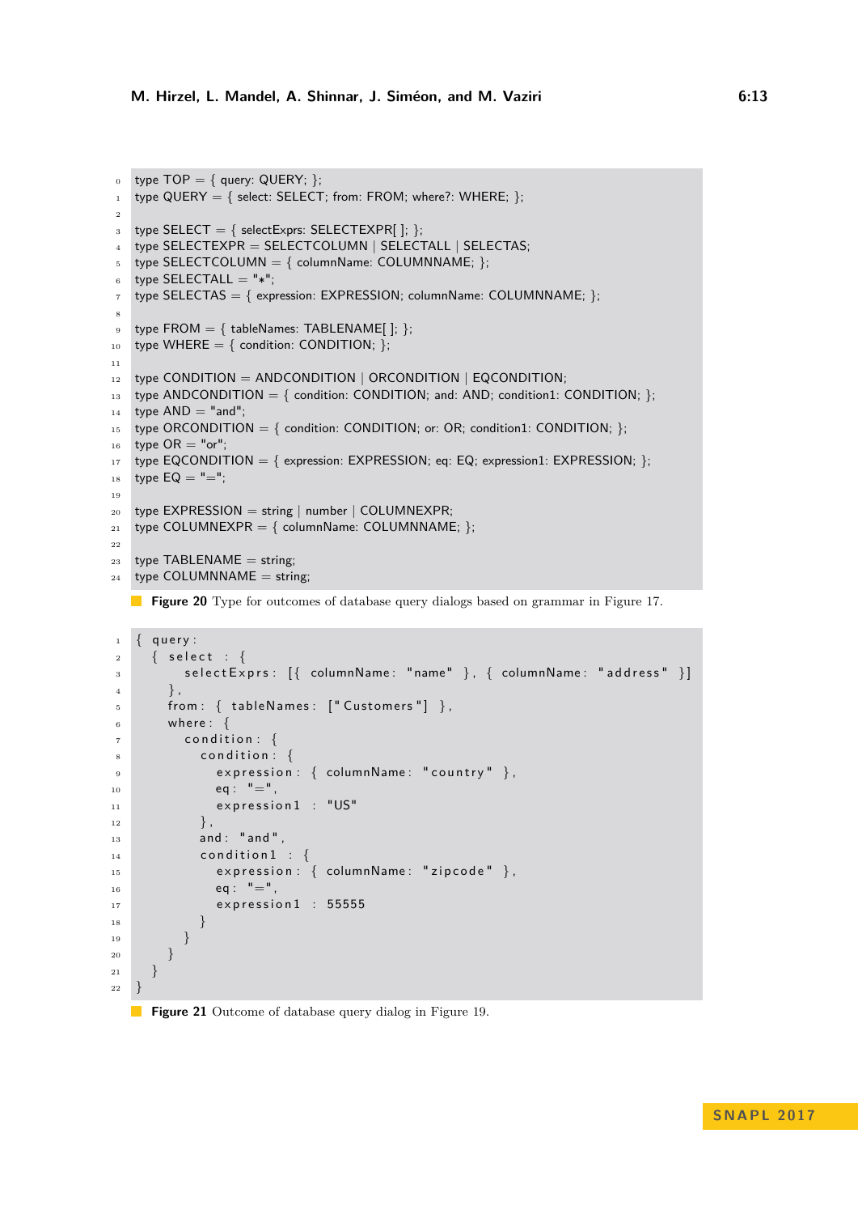```
type TOP = { query: QUERY; };
type QUERY = { select: SELECT; from: FROM; where?: WHERE; };

type SELECT = { selectExprs: SELECTEXPR[ ]; };
type SELECTEXPR = SELECTCOLUMN | SELECTALL | SELECTAS;
type SELECTCOLUMN = { columnName: COLUMNNAME; };
type SELECTALL = "*";
type SELECTAS = { expression: EXPRESSION; columnName: COLUMNNAME; };

type FROM = { tableNames: TABLENAME[ ]; };
type WHERE = { condition: CONDITION; };

type CONDITION = ANDCONDITION | ORCONDITION | EQCONDITION;
type ANDCONDITION = { condition: CONDITION; and: AND; condition1: CONDITION; };
type AND = "and";
type ORCONDITION = { condition: CONDITION; or: OR; condition1: CONDITION; };
type OR = "or";
type EQCONDITION = { expression: EXPRESSION; eq: EQ; expression1: EXPRESSION; };
type EQ = "=";

type EXPRESSION = string | number | COLUMNEXPR;
type COLUMNEXPR = { columnName: COLUMNNAME; };

type TABLENAME = string;
type COLUMNNAME = string;
```

**Figure 20** Type for outcomes of database query dialogs based on grammar in Figure 17.

```
{ query:
  { select : {
      selectExprs: [{ columnName: "name" }, { columnName: "address" }]
    },
    from: { tableNames: ["Customers"] },
    where: {
      condition: {
        condition: {
          expression: { columnName: "country" },
          eq: "=",
          expression1 : "US"
        },
        and: "and",
        condition1 : {
          expression: { columnName: "zipcode" },
          eq: "=",
          expression1 : 55555
        }
      }
    }
  }
}
```

**Figure 21** Outcome of database query dialog in Figure 19.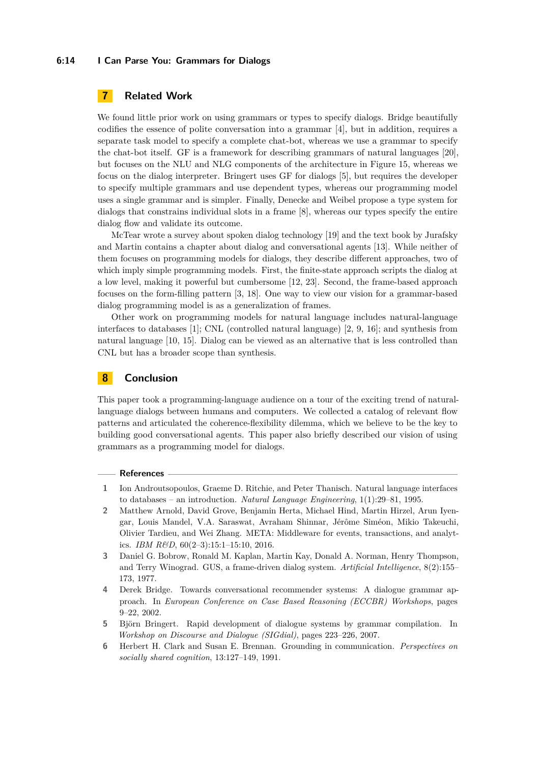## 7 Related Work

We found little prior work on using grammars or types to specify dialogs. Bridge beautifully codifies the essence of polite conversation into a grammar [4], but in addition, requires a separate task model to specify a complete chat-bot, whereas we use a grammar to specify the chat-bot itself. GF is a framework for describing grammars of natural languages [20], but focuses on the NLU and NLG components of the architecture in Figure 15, whereas we focus on the dialog interpreter. Bringert uses GF for dialogs [5], but requires the developer to specify multiple grammars and use dependent types, whereas our programming model uses a single grammar and is simpler. Finally, Denecke and Weibel propose a type system for dialogs that constrains individual slots in a frame [8], whereas our types specify the entire dialog flow and validate its outcome.

McTear wrote a survey about spoken dialog technology [19] and the text book by Jurafsky and Martin contains a chapter about dialog and conversational agents [13]. While neither of them focuses on programming models for dialogs, they describe different approaches, two of which imply simple programming models. First, the finite-state approach scripts the dialog at a low level, making it powerful but cumbersome [12, 23]. Second, the frame-based approach focuses on the form-filling pattern [3, 18]. One way to view our vision for a grammar-based dialog programming model is as a generalization of frames.

Other work on programming models for natural language includes natural-language interfaces to databases [1]; CNL (controlled natural language) [2, 9, 16]; and synthesis from natural language [10, 15]. Dialog can be viewed as an alternative that is less controlled than CNL but has a broader scope than synthesis.

## 8 Conclusion

This paper took a programming-language audience on a tour of the exciting trend of natural-language dialogs between humans and computers. We collected a catalog of relevant flow patterns and articulated the coherence-flexibility dilemma, which we believe to be the key to building good conversational agents. This paper also briefly described our vision of using grammars as a programming model for dialogs.

### References

1. Ion Androutsopoulos, Graeme D. Ritchie, and Peter Thanisch. Natural language interfaces to databases – an introduction. *Natural Language Engineering*, 1(1):29–81, 1995.
2. Matthew Arnold, David Grove, Benjamin Herta, Michael Hind, Martin Hirzel, Arun Iyengar, Louis Mandel, V.A. Saraswat, Avraham Shinnar, Jérôme Siméon, Mikio Takeuchi, Olivier Tardieu, and Wei Zhang. META: Middleware for events, transactions, and analytics. *IBM R&D*, 60(2–3):15:1–15:10, 2016.
3. Daniel G. Bobrow, Ronald M. Kaplan, Martin Kay, Donald A. Norman, Henry Thompson, and Terry Winograd. GUS, a frame-driven dialog system. *Artificial Intelligence*, 8(2):155–173, 1977.
4. Derek Bridge. Towards conversational recommender systems: A dialogue grammar approach. In *European Conference on Case Based Reasoning (ECCBR) Workshops*, pages 9–22, 2002.
5. Björn Bringert. Rapid development of dialogue systems by grammar compilation. In *Workshop on Discourse and Dialogue (SIGdial)*, pages 223–226, 2007.
6. Herbert H. Clark and Susan E. Brennan. Grounding in communication. *Perspectives on socially shared cognition*, 13:127–149, 1991.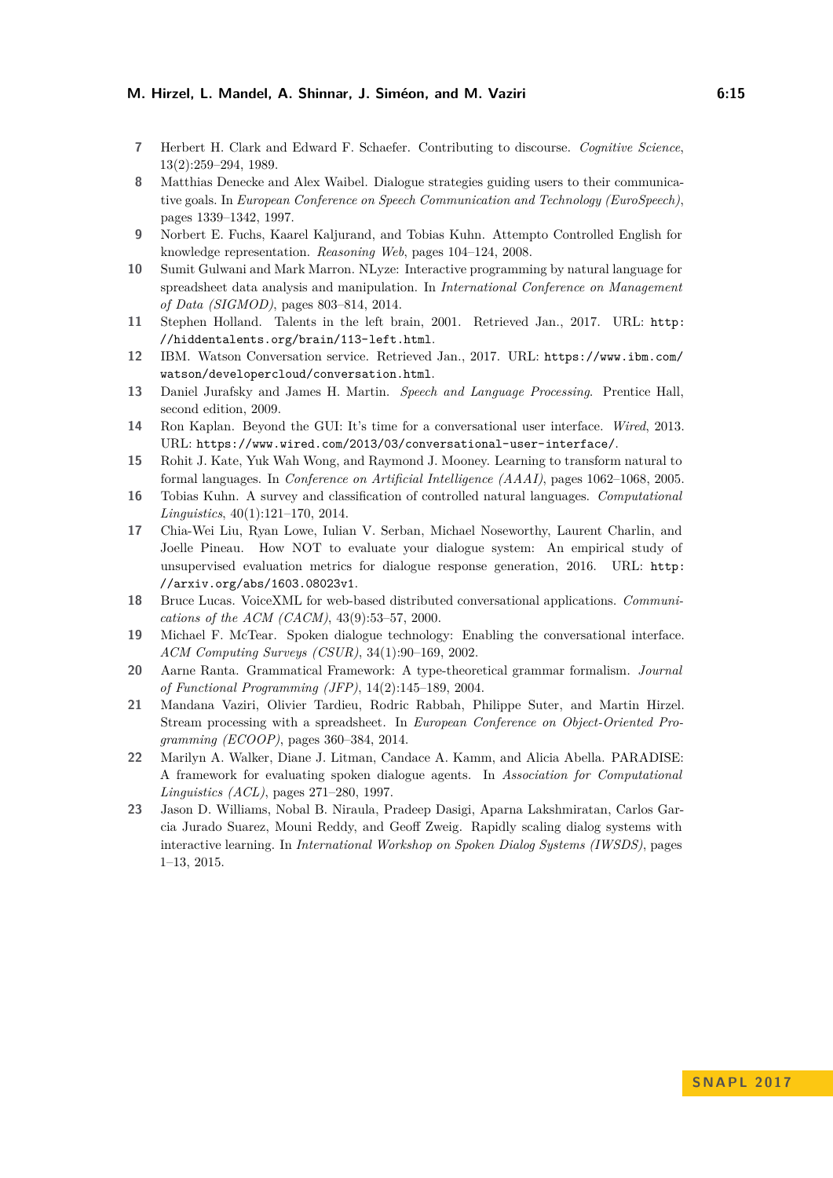7. Herbert H. Clark and Edward F. Schaefer. Contributing to discourse. *Cognitive Science*, 13(2):259–294, 1989.
8. Matthias Denecke and Alex Waibel. Dialogue strategies guiding users to their communicative goals. In *European Conference on Speech Communication and Technology (EuroSpeech)*, pages 1339–1342, 1997.
9. Norbert E. Fuchs, Kaarel Kaljurand, and Tobias Kuhn. Attempto Controlled English for knowledge representation. *Reasoning Web*, pages 104–124, 2008.
10. Sumit Gulwani and Mark Marron. NLyze: Interactive programming by natural language for spreadsheet data analysis and manipulation. In *International Conference on Management of Data (SIGMOD)*, pages 803–814, 2014.
11. Stephen Holland. Talents in the left brain, 2001. Retrieved Jan., 2017. URL: `http://hiddentalents.org/brain/113-left.html`.
12. IBM. Watson Conversation service. Retrieved Jan., 2017. URL: `https://www.ibm.com/watson/developercloud/conversation.html`.
13. Daniel Jurafsky and James H. Martin. *Speech and Language Processing*. Prentice Hall, second edition, 2009.
14. Ron Kaplan. Beyond the GUI: It's time for a conversational user interface. *Wired*, 2013. URL: `https://www.wired.com/2013/03/conversational-user-interface/`.
15. Rohit J. Kate, Yuk Wah Wong, and Raymond J. Mooney. Learning to transform natural to formal languages. In *Conference on Artificial Intelligence (AAAI)*, pages 1062–1068, 2005.
16. Tobias Kuhn. A survey and classification of controlled natural languages. *Computational Linguistics*, 40(1):121–170, 2014.
17. Chia-Wei Liu, Ryan Lowe, Iulian V. Serban, Michael Noseworthy, Laurent Charlin, and Joelle Pineau. How NOT to evaluate your dialogue system: An empirical study of unsupervised evaluation metrics for dialogue response generation, 2016. URL: `http://arxiv.org/abs/1603.08023v1`.
18. Bruce Lucas. VoiceXML for web-based distributed conversational applications. *Communications of the ACM (CACM)*, 43(9):53–57, 2000.
19. Michael F. McTear. Spoken dialogue technology: Enabling the conversational interface. *ACM Computing Surveys (CSUR)*, 34(1):90–169, 2002.
20. Aarne Ranta. Grammatical Framework: A type-theoretical grammar formalism. *Journal of Functional Programming (JFP)*, 14(2):145–189, 2004.
21. Mandana Vaziri, Olivier Tardieu, Rodric Rabbah, Philippe Suter, and Martin Hirzel. Stream processing with a spreadsheet. In *European Conference on Object-Oriented Programming (ECOOP)*, pages 360–384, 2014.
22. Marilyn A. Walker, Diane J. Litman, Candace A. Kamm, and Alicia Abella. PARADISE: A framework for evaluating spoken dialogue agents. In *Association for Computational Linguistics (ACL)*, pages 271–280, 1997.
23. Jason D. Williams, Nobal B. Niraula, Pradeep Dasigi, Aparna Lakshmiratan, Carlos Garcia Jurado Suarez, Mouni Reddy, and Geoff Zweig. Rapidly scaling dialog systems with interactive learning. In *International Workshop on Spoken Dialog Systems (IWSDS)*, pages 1–13, 2015.